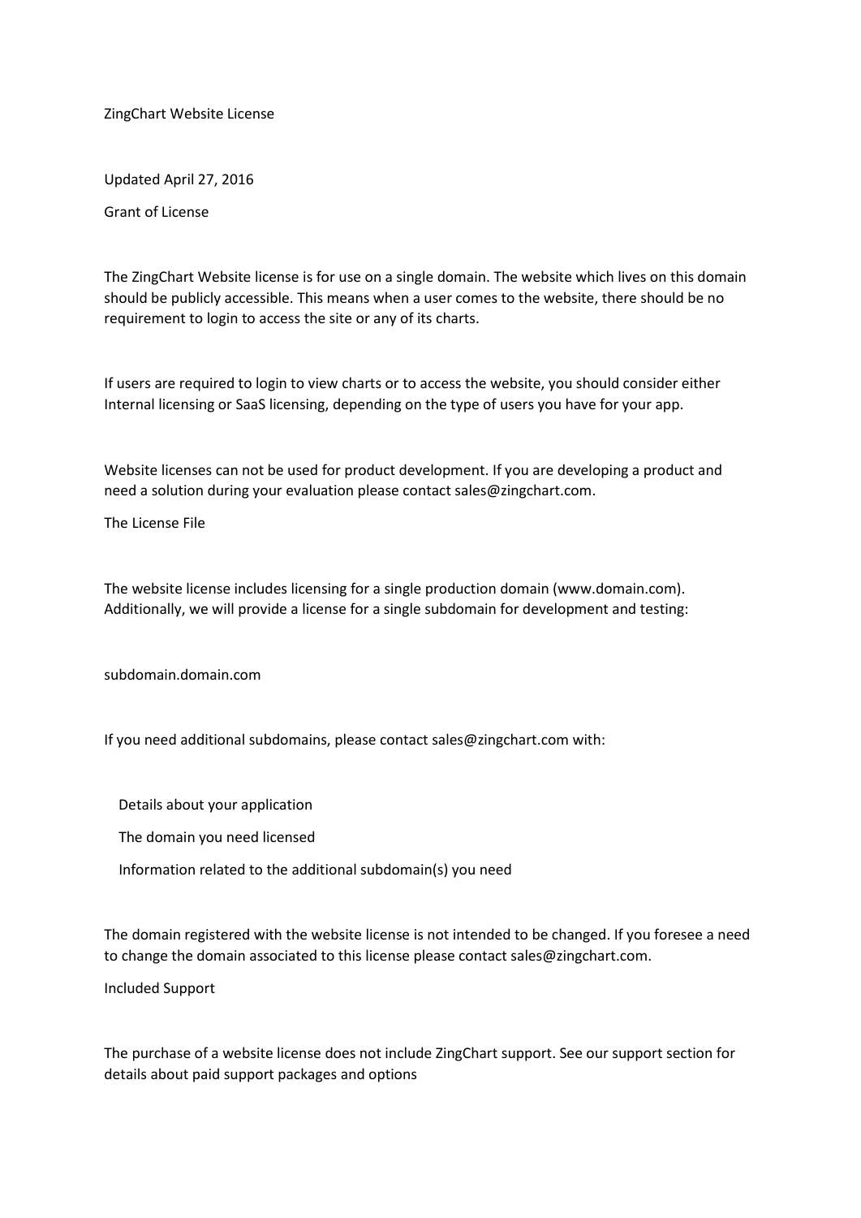# ZingChart Website License

Updated April 27, 2016

## Grant of License

The ZingChart Website license is for use on a single domain. The website which lives on this domain should be publicly accessible. This means when a user comes to the website, there should be no requirement to login to access the site or any of its charts.

If users are required to login to view charts or to access the website, you should consider either Internal licensing or SaaS licensing, depending on the type of users you have for your app.

Website licenses can not be used for product development. If you are developing a product and need a solution during your evaluation please contact sales@zingchart.com.

## The License File

The website license includes licensing for a single production domain (www.domain.com). Additionally, we will provide a license for a single subdomain for development and testing:

subdomain.domain.com

If you need additional subdomains, please contact sales@zingchart.com with:

- Details about your application
- The domain you need licensed
- Information related to the additional subdomain(s) you need

The domain registered with the website license is not intended to be changed. If you foresee a need to change the domain associated to this license please contact sales@zingchart.com.

## Included Support

The purchase of a website license does not include ZingChart support. See our support section for details about paid support packages and options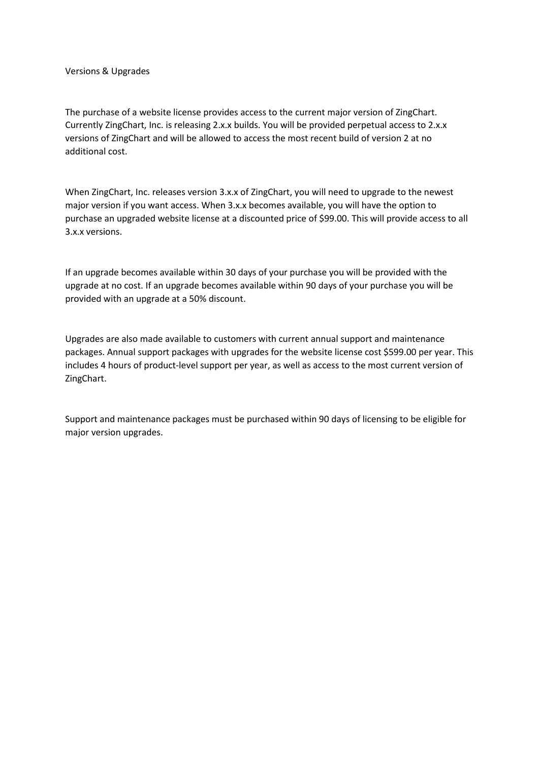## Versions & Upgrades

The purchase of a website license provides access to the current major version of ZingChart. Currently ZingChart, Inc. is releasing 2.x.x builds. You will be provided perpetual access to 2.x.x versions of ZingChart and will be allowed to access the most recent build of version 2 at no additional cost.

When ZingChart, Inc. releases version 3.x.x of ZingChart, you will need to upgrade to the newest major version if you want access. When 3.x.x becomes available, you will have the option to purchase an upgraded website license at a discounted price of $99.00. This will provide access to all 3.x.x versions.

If an upgrade becomes available within 30 days of your purchase you will be provided with the upgrade at no cost. If an upgrade becomes available within 90 days of your purchase you will be provided with an upgrade at a 50% discount.

Upgrades are also made available to customers with current annual support and maintenance packages. Annual support packages with upgrades for the website license cost $599.00 per year. This includes 4 hours of product-level support per year, as well as access to the most current version of ZingChart.

Support and maintenance packages must be purchased within 90 days of licensing to be eligible for major version upgrades.